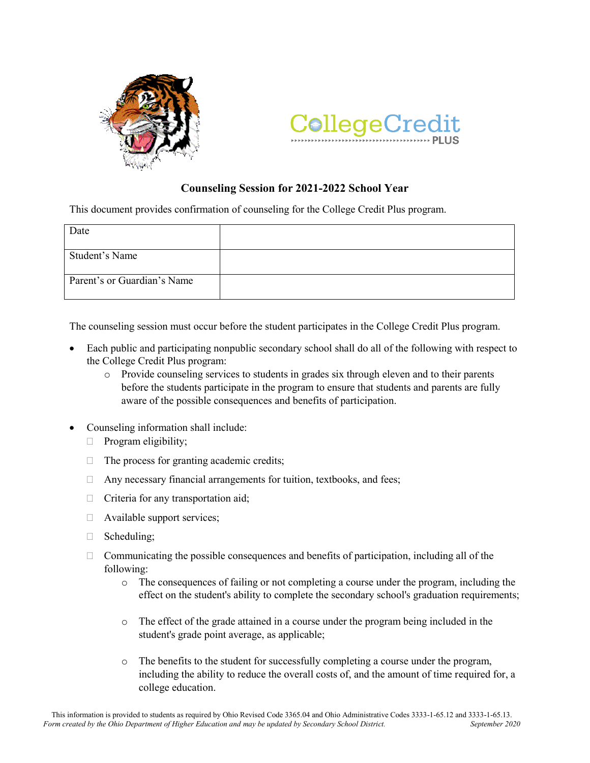CollegeCredit PLUS

## Counseling Session for 2021-2022 School Year

This document provides confirmation of counseling for the College Credit Plus program.

| Date | |
|---|---|
| Student's Name | |
| Parent's or Guardian's Name | |

The counseling session must occur before the student participates in the College Credit Plus program.

- Each public and participating nonpublic secondary school shall do all of the following with respect to the College Credit Plus program:
  - Provide counseling services to students in grades six through eleven and to their parents before the students participate in the program to ensure that students and parents are fully aware of the possible consequences and benefits of participation.

- Counseling information shall include:
  - Program eligibility;
  - The process for granting academic credits;
  - Any necessary financial arrangements for tuition, textbooks, and fees;
  - Criteria for any transportation aid;
  - Available support services;
  - Scheduling;
  - Communicating the possible consequences and benefits of participation, including all of the following:
    - The consequences of failing or not completing a course under the program, including the effect on the student's ability to complete the secondary school's graduation requirements;
    - The effect of the grade attained in a course under the program being included in the student's grade point average, as applicable;
    - The benefits to the student for successfully completing a course under the program, including the ability to reduce the overall costs of, and the amount of time required for, a college education.

This information is provided to students as required by Ohio Revised Code 3365.04 and Ohio Administrative Codes 3333-1-65.12 and 3333-1-65.13.
*Form created by the Ohio Department of Higher Education and may be updated by Secondary School District.* *September 2020*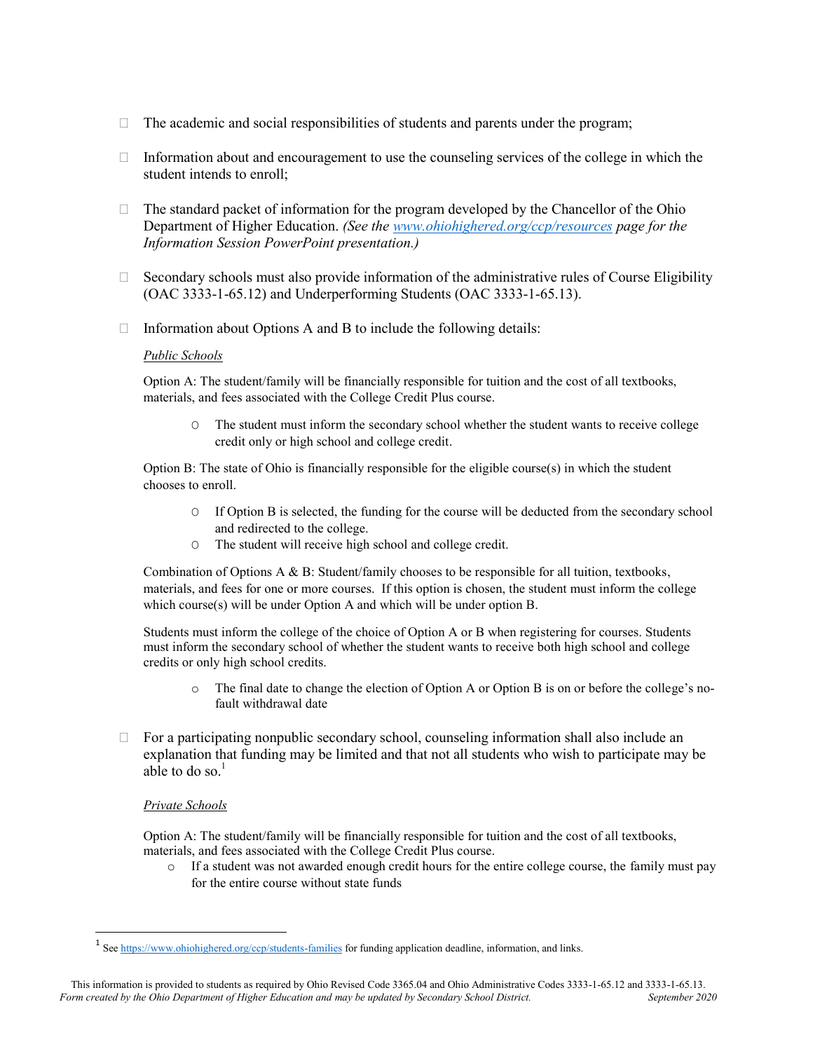- The academic and social responsibilities of students and parents under the program;

- Information about and encouragement to use the counseling services of the college in which the student intends to enroll;

- The standard packet of information for the program developed by the Chancellor of the Ohio Department of Higher Education. *(See the [www.ohiohighered.org/ccp/resources](www.ohiohighered.org/ccp/resources) page for the Information Session PowerPoint presentation.)*

- Secondary schools must also provide information of the administrative rules of Course Eligibility (OAC 3333-1-65.12) and Underperforming Students (OAC 3333-1-65.13).

- Information about Options A and B to include the following details:

  *Public Schools*

  Option A: The student/family will be financially responsible for tuition and the cost of all textbooks, materials, and fees associated with the College Credit Plus course.

    - The student must inform the secondary school whether the student wants to receive college credit only or high school and college credit.

  Option B: The state of Ohio is financially responsible for the eligible course(s) in which the student chooses to enroll.

    - If Option B is selected, the funding for the course will be deducted from the secondary school and redirected to the college.
    - The student will receive high school and college credit.

  Combination of Options A & B: Student/family chooses to be responsible for all tuition, textbooks, materials, and fees for one or more courses. If this option is chosen, the student must inform the college which course(s) will be under Option A and which will be under option B.

  Students must inform the college of the choice of Option A or B when registering for courses. Students must inform the secondary school of whether the student wants to receive both high school and college credits or only high school credits.

    - The final date to change the election of Option A or Option B is on or before the college's no-fault withdrawal date

- For a participating nonpublic secondary school, counseling information shall also include an explanation that funding may be limited and that not all students who wish to participate may be able to do so.[1]

  *Private Schools*

  Option A: The student/family will be financially responsible for tuition and the cost of all textbooks, materials, and fees associated with the College Credit Plus course.

    - If a student was not awarded enough credit hours for the entire college course, the family must pay for the entire course without state funds

---

[1] See [https://www.ohiohighered.org/ccp/students-families](https://www.ohiohighered.org/ccp/students-families) for funding application deadline, information, and links.

This information is provided to students as required by Ohio Revised Code 3365.04 and Ohio Administrative Codes 3333-1-65.12 and 3333-1-65.13.
*Form created by the Ohio Department of Higher Education and may be updated by Secondary School District.* *September 2020*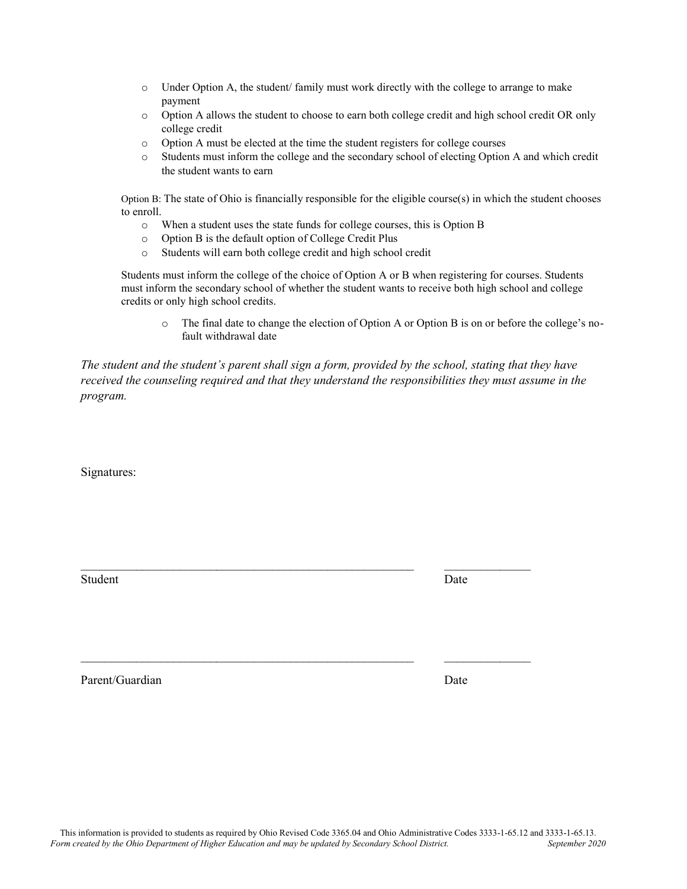- Under Option A, the student/ family must work directly with the college to arrange to make payment
- Option A allows the student to choose to earn both college credit and high school credit OR only college credit
- Option A must be elected at the time the student registers for college courses
- Students must inform the college and the secondary school of electing Option A and which credit the student wants to earn

Option B: The state of Ohio is financially responsible for the eligible course(s) in which the student chooses to enroll.

- When a student uses the state funds for college courses, this is Option B
- Option B is the default option of College Credit Plus
- Students will earn both college credit and high school credit

Students must inform the college of the choice of Option A or B when registering for courses. Students must inform the secondary school of whether the student wants to receive both high school and college credits or only high school credits.

- The final date to change the election of Option A or Option B is on or before the college's no-fault withdrawal date

*The student and the student's parent shall sign a form, provided by the school, stating that they have received the counseling required and that they understand the responsibilities they must assume in the program.*

Signatures:

\_\_\_\_\_\_\_\_\_\_\_\_\_\_\_\_\_\_\_\_\_\_\_\_\_\_\_\_\_\_\_\_\_\_\_\_\_\_\_\_\_\_\_\_\_\_\_\_\_\_\_\_\_\_\_\_ \_\_\_\_\_\_\_\_\_\_\_\_\_\_

Student Date

\_\_\_\_\_\_\_\_\_\_\_\_\_\_\_\_\_\_\_\_\_\_\_\_\_\_\_\_\_\_\_\_\_\_\_\_\_\_\_\_\_\_\_\_\_\_\_\_\_\_\_\_\_\_\_\_ \_\_\_\_\_\_\_\_\_\_\_\_\_\_

Parent/Guardian Date

This information is provided to students as required by Ohio Revised Code 3365.04 and Ohio Administrative Codes 3333-1-65.12 and 3333-1-65.13.

*Form created by the Ohio Department of Higher Education and may be updated by Secondary School District.* *September 2020*